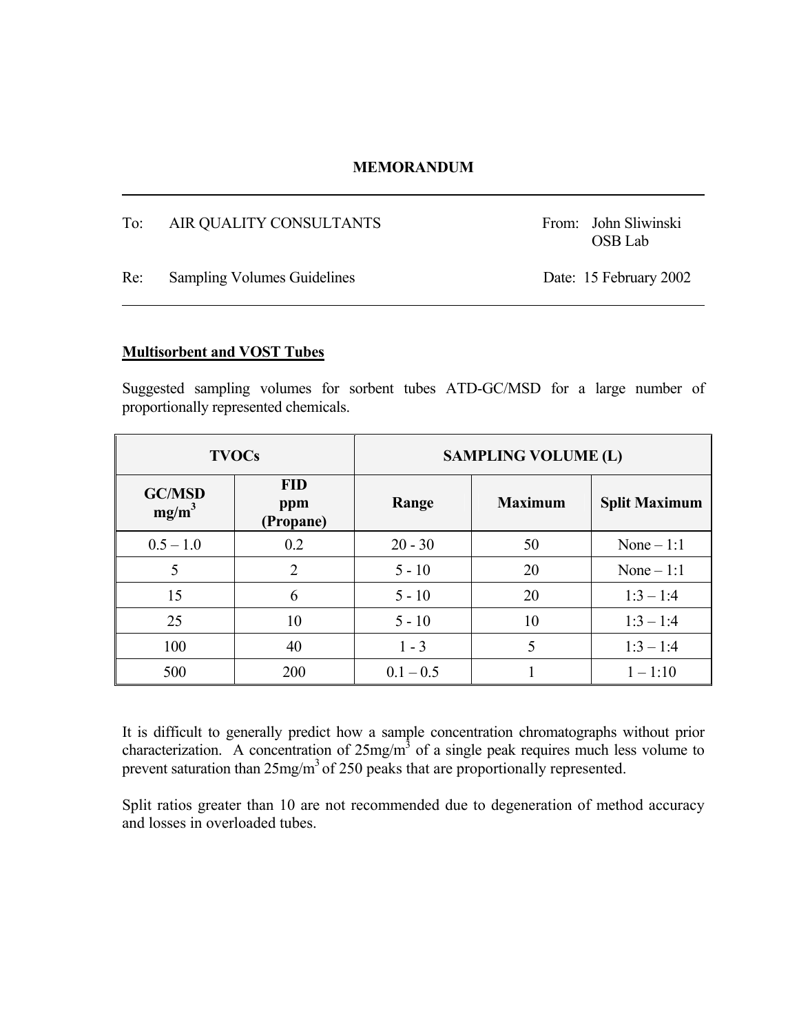## MEMORANDUM

To: AIR QUALITY CONSULTANTS

From: John Sliwinski
OSB Lab

Re: Sampling Volumes Guidelines

Date: 15 February 2002

---

**Multisorbent and VOST Tubes**

Suggested sampling volumes for sorbent tubes ATD-GC/MSD for a large number of proportionally represented chemicals.

| TVOCs | | SAMPLING VOLUME (L) | | |
|---|---|---|---|---|
| **GC/MSD $mg/m^3$** | **FID ppm (Propane)** | **Range** | **Maximum** | **Split Maximum** |
| 0.5 – 1.0 | 0.2 | 20 - 30 | 50 | None – 1:1 |
| 5 | 2 | 5 - 10 | 20 | None – 1:1 |
| 15 | 6 | 5 - 10 | 20 | 1:3 – 1:4 |
| 25 | 10 | 5 - 10 | 10 | 1:3 – 1:4 |
| 100 | 40 | 1 - 3 | 5 | 1:3 – 1:4 |
| 500 | 200 | 0.1 – 0.5 | 1 | 1 – 1:10 |

It is difficult to generally predict how a sample concentration chromatographs without prior characterization. A concentration of $25mg/m^3$ of a single peak requires much less volume to prevent saturation than $25mg/m^3$ of 250 peaks that are proportionally represented.

Split ratios greater than 10 are not recommended due to degeneration of method accuracy and losses in overloaded tubes.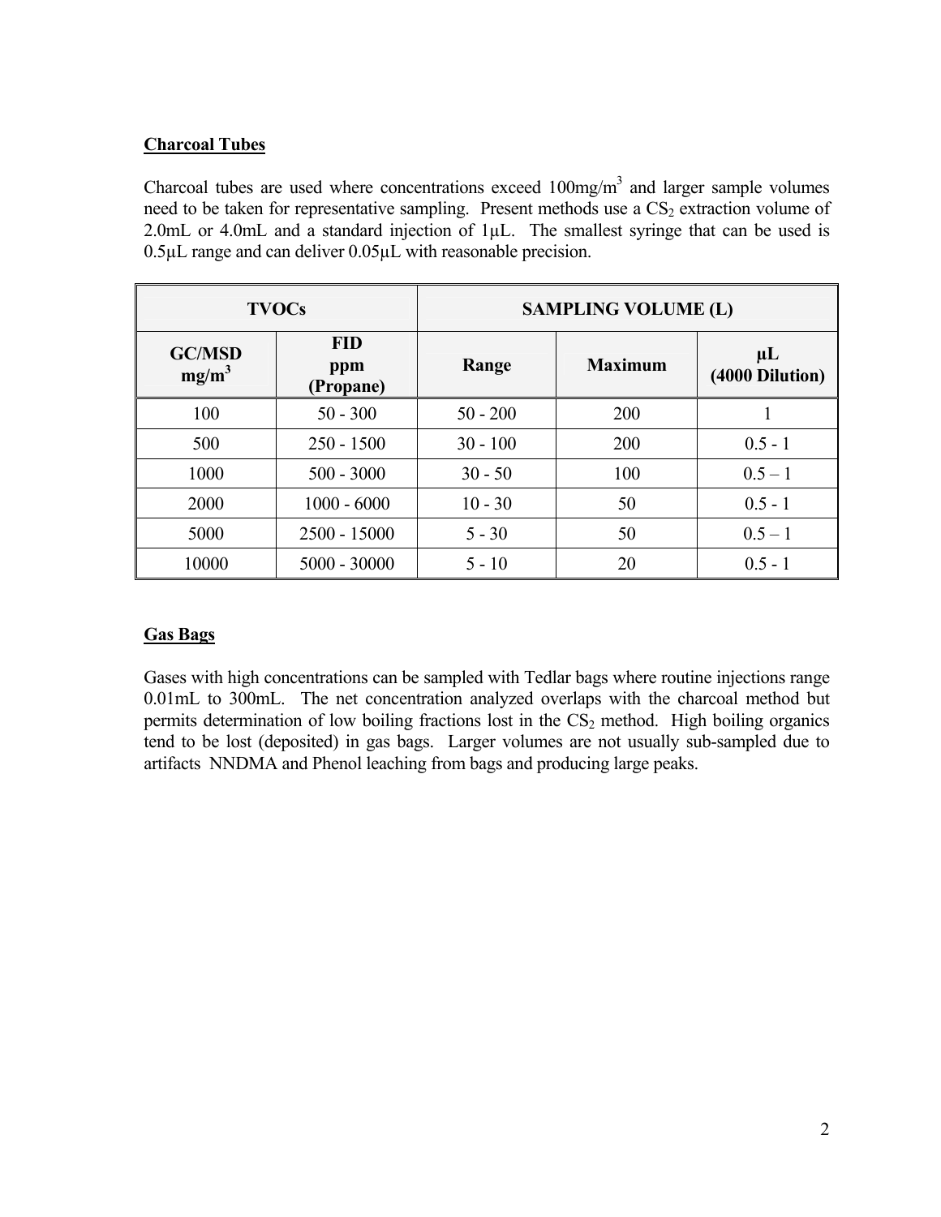## Charcoal Tubes

Charcoal tubes are used where concentrations exceed 100mg/m$^3$ and larger sample volumes need to be taken for representative sampling. Present methods use a $CS_2$ extraction volume of 2.0mL or 4.0mL and a standard injection of 1µL. The smallest syringe that can be used is 0.5µL range and can deliver 0.05µL with reasonable precision.

| TVOCs | | SAMPLING VOLUME (L) | | |
|---|---|---|---|---|
| GC/MSD mg/m$^3$ | FID ppm (Propane) | Range | Maximum | µL (4000 Dilution) |
| 100 | 50 - 300 | 50 - 200 | 200 | 1 |
| 500 | 250 - 1500 | 30 - 100 | 200 | 0.5 - 1 |
| 1000 | 500 - 3000 | 30 - 50 | 100 | 0.5 – 1 |
| 2000 | 1000 - 6000 | 10 - 30 | 50 | 0.5 - 1 |
| 5000 | 2500 - 15000 | 5 - 30 | 50 | 0.5 – 1 |
| 10000 | 5000 - 30000 | 5 - 10 | 20 | 0.5 - 1 |

## Gas Bags

Gases with high concentrations can be sampled with Tedlar bags where routine injections range 0.01mL to 300mL. The net concentration analyzed overlaps with the charcoal method but permits determination of low boiling fractions lost in the $CS_2$ method. High boiling organics tend to be lost (deposited) in gas bags. Larger volumes are not usually sub-sampled due to artifacts NNDMA and Phenol leaching from bags and producing large peaks.